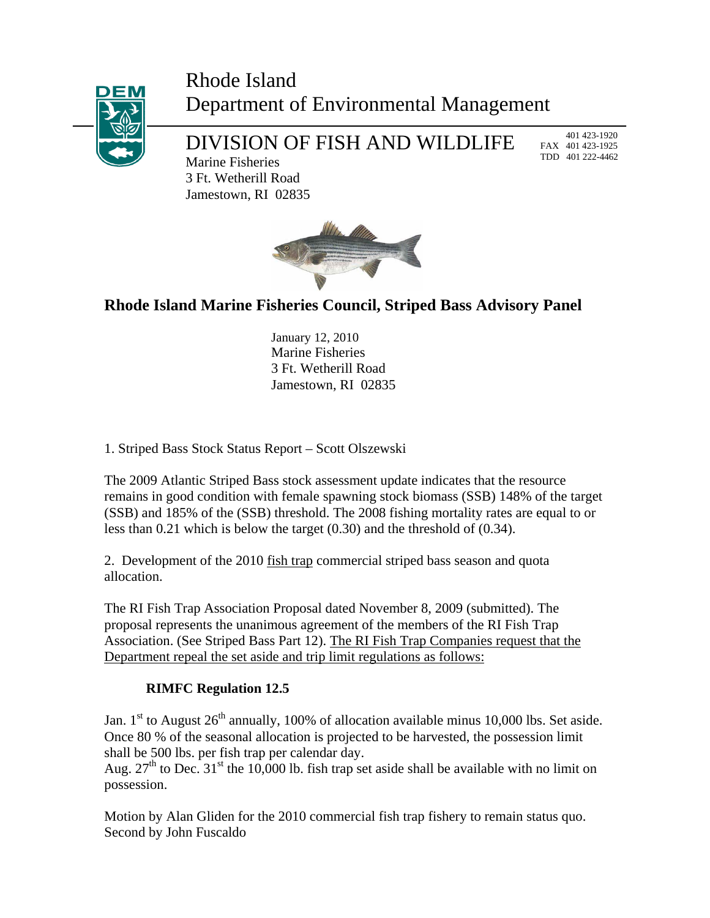# Rhode Island Department of Environmental Management

## DIVISION OF FISH AND WILDLIFE

Marine Fisheries
3 Ft. Wetherill Road
Jamestown, RI 02835

401 423-1920
FAX 401 423-1925
TDD 401 222-4462

## Rhode Island Marine Fisheries Council, Striped Bass Advisory Panel

January 12, 2010
Marine Fisheries
3 Ft. Wetherill Road
Jamestown, RI 02835

1. Striped Bass Stock Status Report – Scott Olszewski

The 2009 Atlantic Striped Bass stock assessment update indicates that the resource remains in good condition with female spawning stock biomass (SSB) 148% of the target (SSB) and 185% of the (SSB) threshold. The 2008 fishing mortality rates are equal to or less than 0.21 which is below the target (0.30) and the threshold of (0.34).

2. Development of the 2010 fish trap commercial striped bass season and quota allocation.

The RI Fish Trap Association Proposal dated November 8, 2009 (submitted). The proposal represents the unanimous agreement of the members of the RI Fish Trap Association. (See Striped Bass Part 12). The RI Fish Trap Companies request that the Department repeal the set aside and trip limit regulations as follows:

**RIMFC Regulation 12.5**

Jan. 1st to August 26th annually, 100% of allocation available minus 10,000 lbs. Set aside. Once 80 % of the seasonal allocation is projected to be harvested, the possession limit shall be 500 lbs. per fish trap per calendar day.
Aug. 27th to Dec. 31st the 10,000 lb. fish trap set aside shall be available with no limit on possession.

Motion by Alan Gliden for the 2010 commercial fish trap fishery to remain status quo.
Second by John Fuscaldo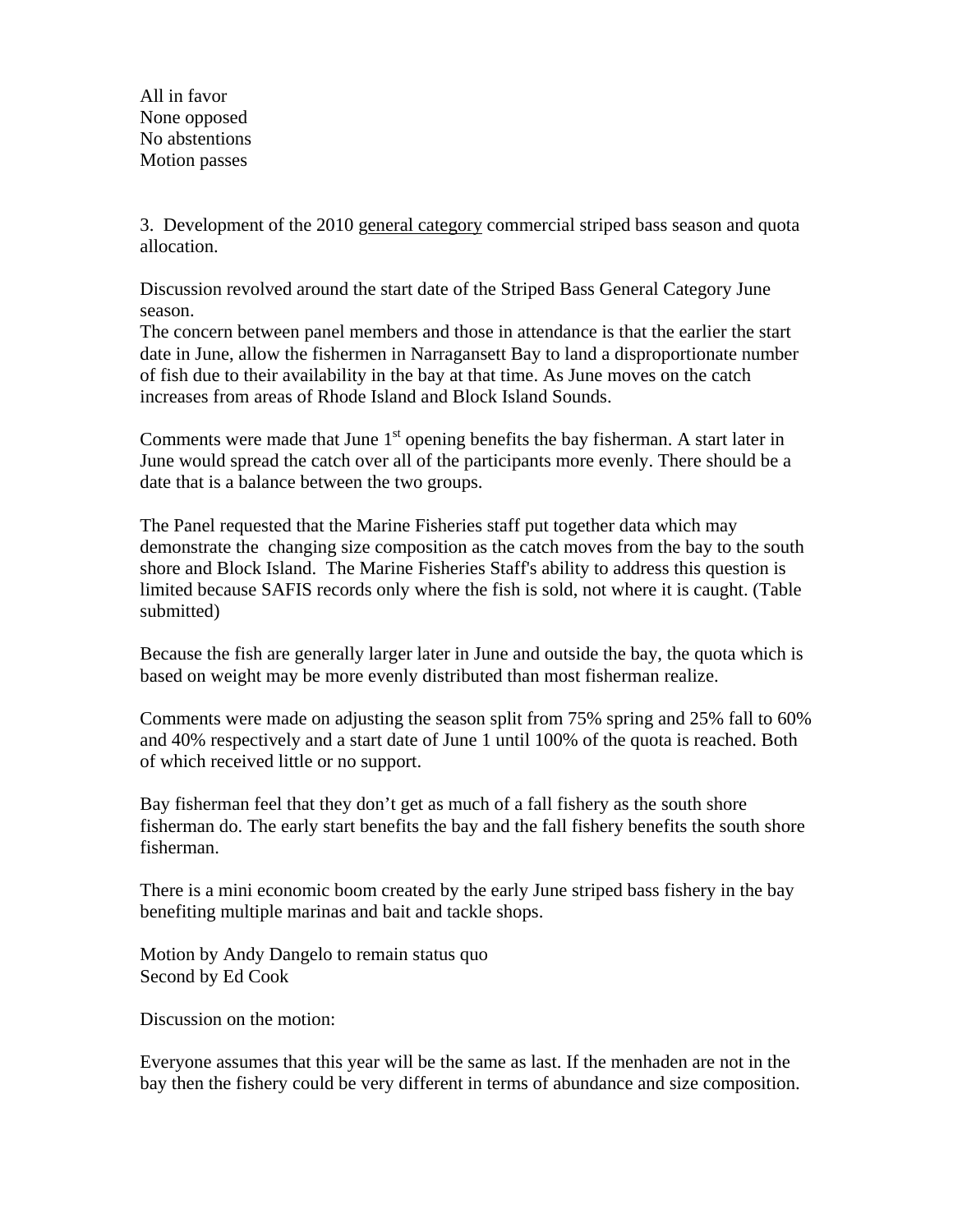All in favor
None opposed
No abstentions
Motion passes

3. Development of the 2010 <u>general category</u> commercial striped bass season and quota allocation.

Discussion revolved around the start date of the Striped Bass General Category June season.
The concern between panel members and those in attendance is that the earlier the start date in June, allow the fishermen in Narragansett Bay to land a disproportionate number of fish due to their availability in the bay at that time. As June moves on the catch increases from areas of Rhode Island and Block Island Sounds.

Comments were made that June 1st opening benefits the bay fisherman. A start later in June would spread the catch over all of the participants more evenly. There should be a date that is a balance between the two groups.

The Panel requested that the Marine Fisheries staff put together data which may demonstrate the changing size composition as the catch moves from the bay to the south shore and Block Island. The Marine Fisheries Staff's ability to address this question is limited because SAFIS records only where the fish is sold, not where it is caught. (Table submitted)

Because the fish are generally larger later in June and outside the bay, the quota which is based on weight may be more evenly distributed than most fisherman realize.

Comments were made on adjusting the season split from 75% spring and 25% fall to 60% and 40% respectively and a start date of June 1 until 100% of the quota is reached. Both of which received little or no support.

Bay fisherman feel that they don't get as much of a fall fishery as the south shore fisherman do. The early start benefits the bay and the fall fishery benefits the south shore fisherman.

There is a mini economic boom created by the early June striped bass fishery in the bay benefiting multiple marinas and bait and tackle shops.

Motion by Andy Dangelo to remain status quo
Second by Ed Cook

Discussion on the motion:

Everyone assumes that this year will be the same as last. If the menhaden are not in the bay then the fishery could be very different in terms of abundance and size composition.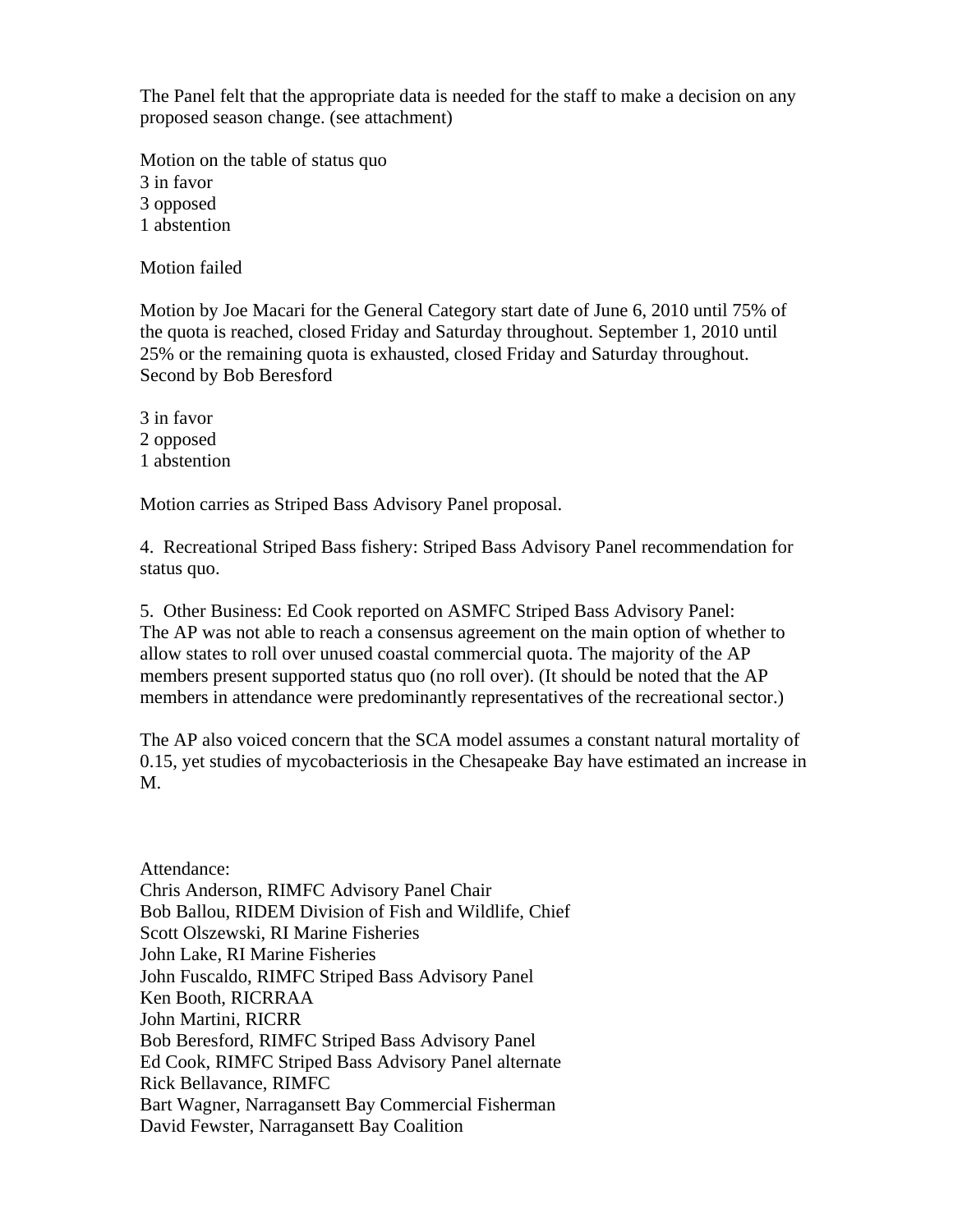The Panel felt that the appropriate data is needed for the staff to make a decision on any proposed season change. (see attachment)

Motion on the table of status quo
3 in favor
3 opposed
1 abstention

Motion failed

Motion by Joe Macari for the General Category start date of June 6, 2010 until 75% of the quota is reached, closed Friday and Saturday throughout. September 1, 2010 until 25% or the remaining quota is exhausted, closed Friday and Saturday throughout. Second by Bob Beresford

3 in favor
2 opposed
1 abstention

Motion carries as Striped Bass Advisory Panel proposal.

4. Recreational Striped Bass fishery: Striped Bass Advisory Panel recommendation for status quo.

5. Other Business: Ed Cook reported on ASMFC Striped Bass Advisory Panel:
The AP was not able to reach a consensus agreement on the main option of whether to allow states to roll over unused coastal commercial quota. The majority of the AP members present supported status quo (no roll over). (It should be noted that the AP members in attendance were predominantly representatives of the recreational sector.)

The AP also voiced concern that the SCA model assumes a constant natural mortality of 0.15, yet studies of mycobacteriosis in the Chesapeake Bay have estimated an increase in M.

Attendance:
Chris Anderson, RIMFC Advisory Panel Chair
Bob Ballou, RIDEM Division of Fish and Wildlife, Chief
Scott Olszewski, RI Marine Fisheries
John Lake, RI Marine Fisheries
John Fuscaldo, RIMFC Striped Bass Advisory Panel
Ken Booth, RICRRAA
John Martini, RICRR
Bob Beresford, RIMFC Striped Bass Advisory Panel
Ed Cook, RIMFC Striped Bass Advisory Panel alternate
Rick Bellavance, RIMFC
Bart Wagner, Narragansett Bay Commercial Fisherman
David Fewster, Narragansett Bay Coalition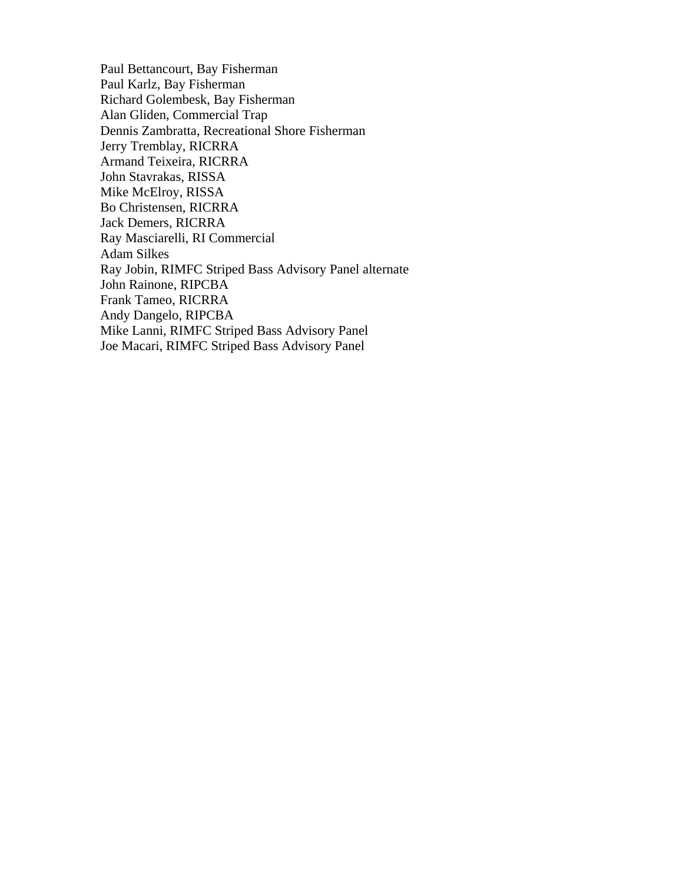Paul Bettancourt, Bay Fisherman
Paul Karlz, Bay Fisherman
Richard Golembesk, Bay Fisherman
Alan Gliden, Commercial Trap
Dennis Zambratta, Recreational Shore Fisherman
Jerry Tremblay, RICRRA
Armand Teixeira, RICRRA
John Stavrakas, RISSA
Mike McElroy, RISSA
Bo Christensen, RICRRA
Jack Demers, RICRRA
Ray Masciarelli, RI Commercial
Adam Silkes
Ray Jobin, RIMFC Striped Bass Advisory Panel alternate
John Rainone, RIPCBA
Frank Tameo, RICRRA
Andy Dangelo, RIPCBA
Mike Lanni, RIMFC Striped Bass Advisory Panel
Joe Macari, RIMFC Striped Bass Advisory Panel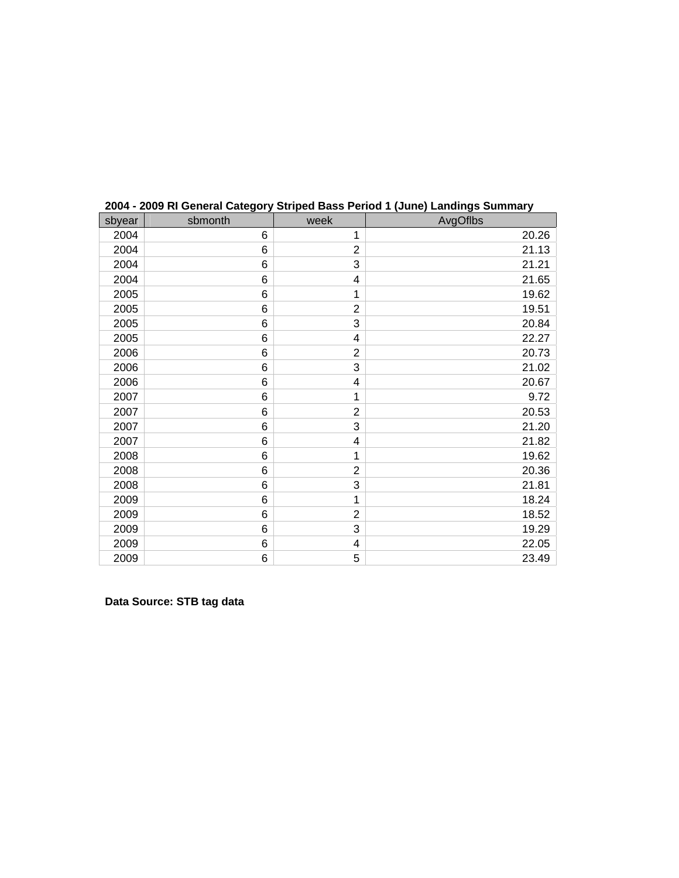**2004 - 2009 RI General Category Striped Bass Period 1 (June) Landings Summary**

| sbyear | sbmonth | week | AvgOflbs |
|---|---|---|---|
| 2004 | 6 | 1 | 20.26 |
| 2004 | 6 | 2 | 21.13 |
| 2004 | 6 | 3 | 21.21 |
| 2004 | 6 | 4 | 21.65 |
| 2005 | 6 | 1 | 19.62 |
| 2005 | 6 | 2 | 19.51 |
| 2005 | 6 | 3 | 20.84 |
| 2005 | 6 | 4 | 22.27 |
| 2006 | 6 | 2 | 20.73 |
| 2006 | 6 | 3 | 21.02 |
| 2006 | 6 | 4 | 20.67 |
| 2007 | 6 | 1 | 9.72 |
| 2007 | 6 | 2 | 20.53 |
| 2007 | 6 | 3 | 21.20 |
| 2007 | 6 | 4 | 21.82 |
| 2008 | 6 | 1 | 19.62 |
| 2008 | 6 | 2 | 20.36 |
| 2008 | 6 | 3 | 21.81 |
| 2009 | 6 | 1 | 18.24 |
| 2009 | 6 | 2 | 18.52 |
| 2009 | 6 | 3 | 19.29 |
| 2009 | 6 | 4 | 22.05 |
| 2009 | 6 | 5 | 23.49 |

**Data Source: STB tag data**